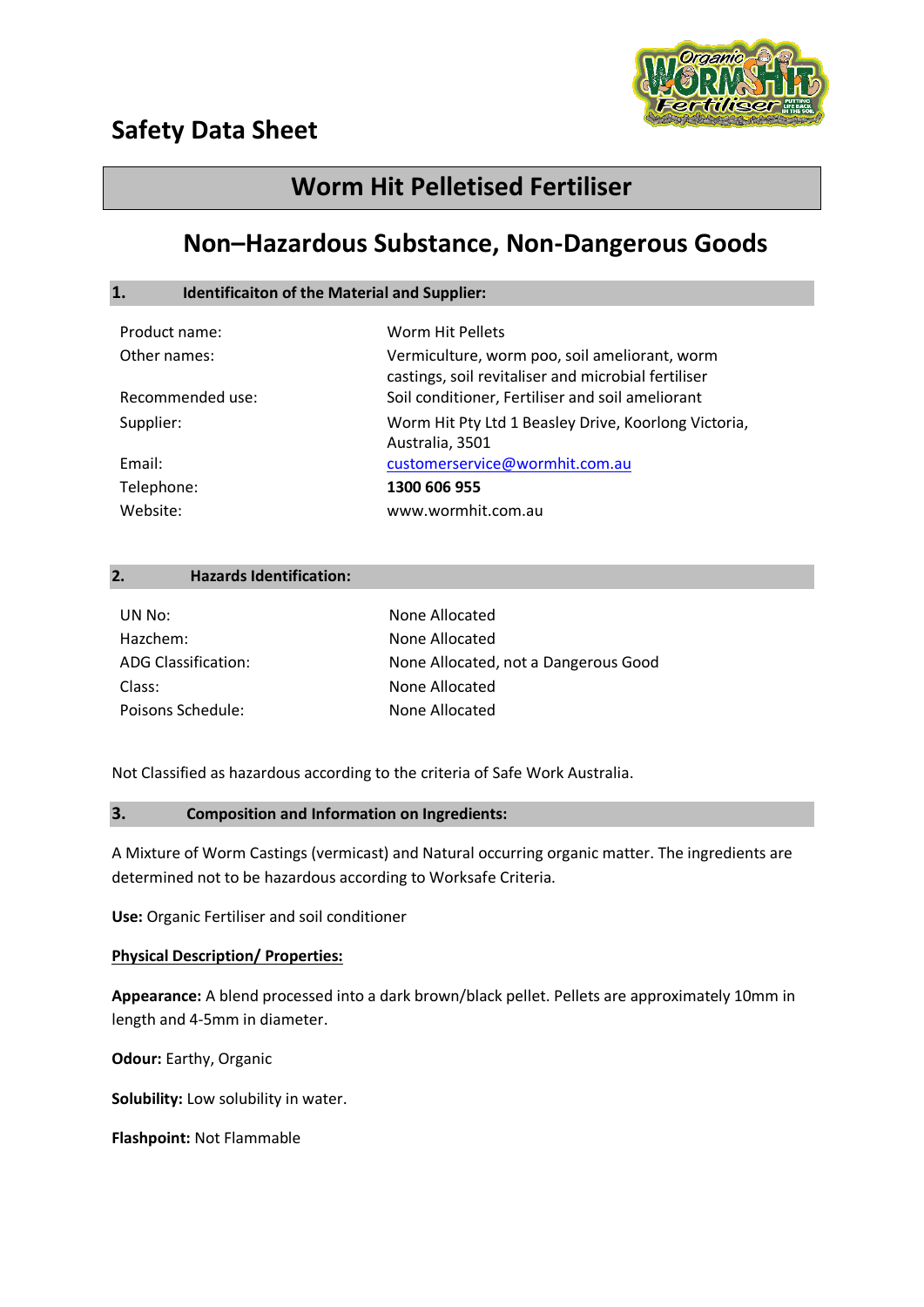# Safety Data Sheet

## Worm Hit Pelletised Fertiliser

## Non–Hazardous Substance, Non-Dangerous Goods

### 1. Identificaiton of the Material and Supplier:

| | |
|---|---|
| Product name: | Worm Hit Pellets |
| Other names: | Vermiculture, worm poo, soil ameliorant, worm castings, soil revitaliser and microbial fertiliser |
| Recommended use: | Soil conditioner, Fertiliser and soil ameliorant |
| Supplier: | Worm Hit Pty Ltd 1 Beasley Drive, Koorlong Victoria, Australia, 3501 |
| Email: | customerservice@wormhit.com.au |
| Telephone: | **1300 606 955** |
| Website: | www.wormhit.com.au |

### 2. Hazards Identification:

| | |
|---|---|
| UN No: | None Allocated |
| Hazchem: | None Allocated |
| ADG Classification: | None Allocated, not a Dangerous Good |
| Class: | None Allocated |
| Poisons Schedule: | None Allocated |

Not Classified as hazardous according to the criteria of Safe Work Australia.

### 3. Composition and Information on Ingredients:

A Mixture of Worm Castings (vermicast) and Natural occurring organic matter. The ingredients are determined not to be hazardous according to Worksafe Criteria.

**Use:** Organic Fertiliser and soil conditioner

**Physical Description/ Properties:**

**Appearance:** A blend processed into a dark brown/black pellet. Pellets are approximately 10mm in length and 4-5mm in diameter.

**Odour:** Earthy, Organic

**Solubility:** Low solubility in water.

**Flashpoint:** Not Flammable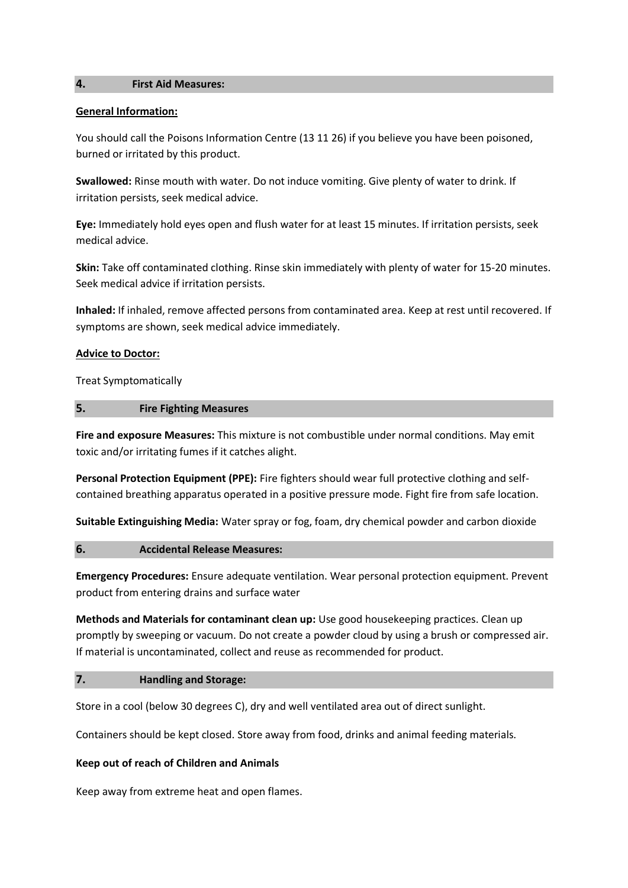## 4. First Aid Measures:

**General Information:**

You should call the Poisons Information Centre (13 11 26) if you believe you have been poisoned, burned or irritated by this product.

**Swallowed:** Rinse mouth with water. Do not induce vomiting. Give plenty of water to drink. If irritation persists, seek medical advice.

**Eye:** Immediately hold eyes open and flush water for at least 15 minutes. If irritation persists, seek medical advice.

**Skin:** Take off contaminated clothing. Rinse skin immediately with plenty of water for 15-20 minutes. Seek medical advice if irritation persists.

**Inhaled:** If inhaled, remove affected persons from contaminated area. Keep at rest until recovered. If symptoms are shown, seek medical advice immediately.

**Advice to Doctor:**

Treat Symptomatically

## 5. Fire Fighting Measures

**Fire and exposure Measures:** This mixture is not combustible under normal conditions. May emit toxic and/or irritating fumes if it catches alight.

**Personal Protection Equipment (PPE):** Fire fighters should wear full protective clothing and self-contained breathing apparatus operated in a positive pressure mode. Fight fire from safe location.

**Suitable Extinguishing Media:** Water spray or fog, foam, dry chemical powder and carbon dioxide

## 6. Accidental Release Measures:

**Emergency Procedures:** Ensure adequate ventilation. Wear personal protection equipment. Prevent product from entering drains and surface water

**Methods and Materials for contaminant clean up:** Use good housekeeping practices. Clean up promptly by sweeping or vacuum. Do not create a powder cloud by using a brush or compressed air. If material is uncontaminated, collect and reuse as recommended for product.

## 7. Handling and Storage:

Store in a cool (below 30 degrees C), dry and well ventilated area out of direct sunlight.

Containers should be kept closed. Store away from food, drinks and animal feeding materials.

**Keep out of reach of Children and Animals**

Keep away from extreme heat and open flames.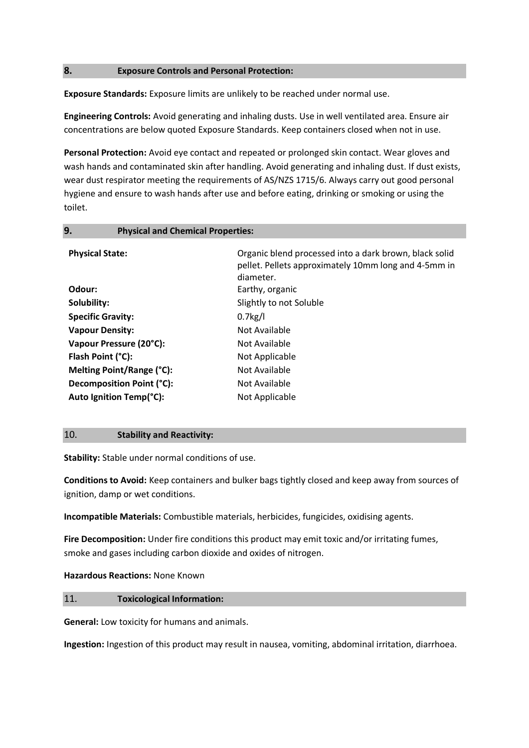## 8. Exposure Controls and Personal Protection:

**Exposure Standards:** Exposure limits are unlikely to be reached under normal use.

**Engineering Controls:** Avoid generating and inhaling dusts. Use in well ventilated area. Ensure air concentrations are below quoted Exposure Standards. Keep containers closed when not in use.

**Personal Protection:** Avoid eye contact and repeated or prolonged skin contact. Wear gloves and wash hands and contaminated skin after handling. Avoid generating and inhaling dust. If dust exists, wear dust respirator meeting the requirements of AS/NZS 1715/6. Always carry out good personal hygiene and ensure to wash hands after use and before eating, drinking or smoking or using the toilet.

## 9. Physical and Chemical Properties:

| | |
|---|---|
| **Physical State:** | Organic blend processed into a dark brown, black solid pellet. Pellets approximately 10mm long and 4-5mm in diameter. |
| **Odour:** | Earthy, organic |
| **Solubility:** | Slightly to not Soluble |
| **Specific Gravity:** | 0.7kg/l |
| **Vapour Density:** | Not Available |
| **Vapour Pressure (20°C):** | Not Available |
| **Flash Point (°C):** | Not Applicable |
| **Melting Point/Range (°C):** | Not Available |
| **Decomposition Point (°C):** | Not Available |
| **Auto Ignition Temp(°C):** | Not Applicable |

## 10. Stability and Reactivity:

**Stability:** Stable under normal conditions of use.

**Conditions to Avoid:** Keep containers and bulker bags tightly closed and keep away from sources of ignition, damp or wet conditions.

**Incompatible Materials:** Combustible materials, herbicides, fungicides, oxidising agents.

**Fire Decomposition:** Under fire conditions this product may emit toxic and/or irritating fumes, smoke and gases including carbon dioxide and oxides of nitrogen.

**Hazardous Reactions:** None Known

## 11. Toxicological Information:

**General:** Low toxicity for humans and animals.

**Ingestion:** Ingestion of this product may result in nausea, vomiting, abdominal irritation, diarrhoea.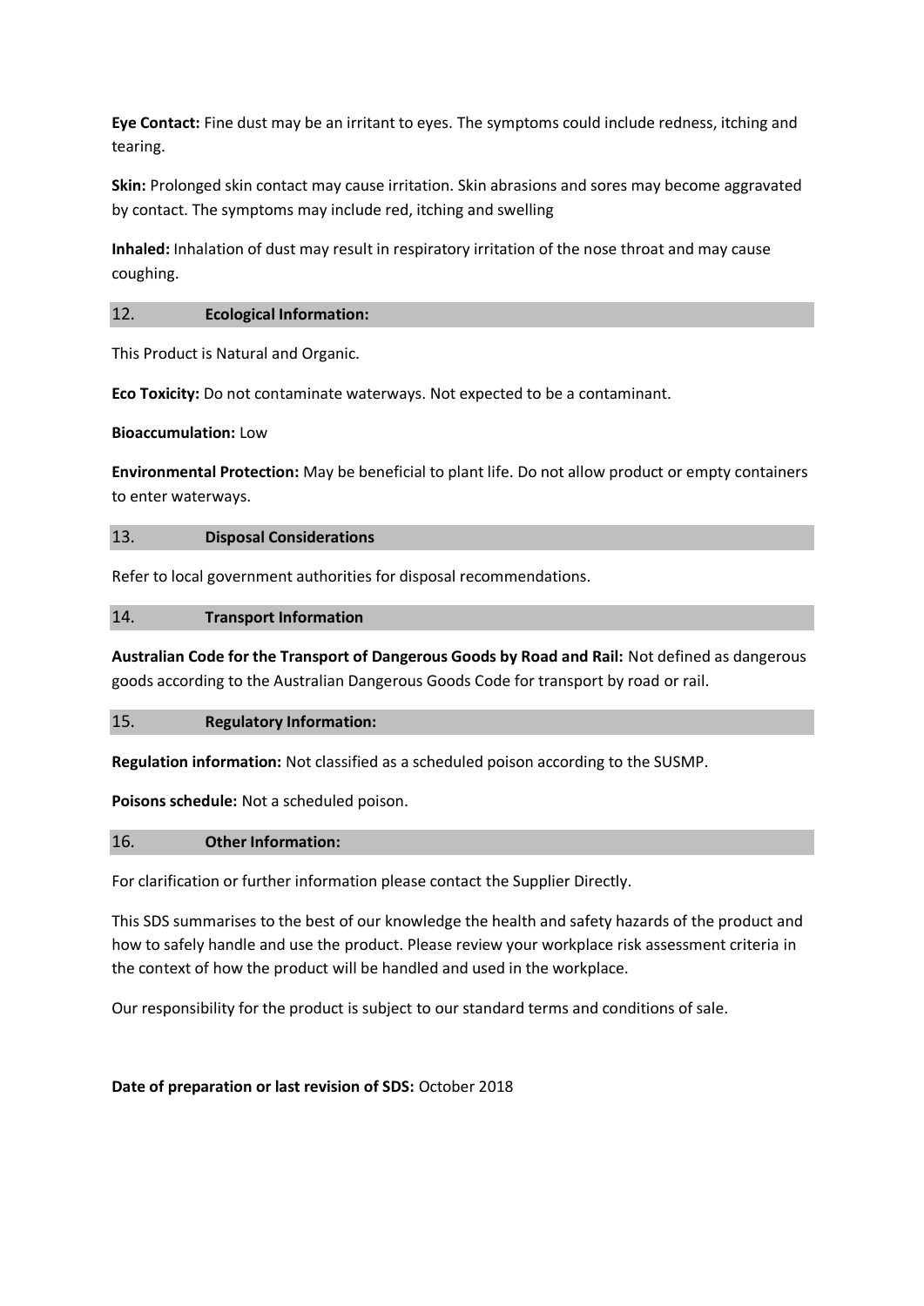**Eye Contact:** Fine dust may be an irritant to eyes. The symptoms could include redness, itching and tearing.

**Skin:** Prolonged skin contact may cause irritation. Skin abrasions and sores may become aggravated by contact. The symptoms may include red, itching and swelling

**Inhaled:** Inhalation of dust may result in respiratory irritation of the nose throat and may cause coughing.

## 12. Ecological Information:

This Product is Natural and Organic.

**Eco Toxicity:** Do not contaminate waterways. Not expected to be a contaminant.

**Bioaccumulation:** Low

**Environmental Protection:** May be beneficial to plant life. Do not allow product or empty containers to enter waterways.

## 13. Disposal Considerations

Refer to local government authorities for disposal recommendations.

## 14. Transport Information

**Australian Code for the Transport of Dangerous Goods by Road and Rail:** Not defined as dangerous goods according to the Australian Dangerous Goods Code for transport by road or rail.

## 15. Regulatory Information:

**Regulation information:** Not classified as a scheduled poison according to the SUSMP.

**Poisons schedule:** Not a scheduled poison.

## 16. Other Information:

For clarification or further information please contact the Supplier Directly.

This SDS summarises to the best of our knowledge the health and safety hazards of the product and how to safely handle and use the product. Please review your workplace risk assessment criteria in the context of how the product will be handled and used in the workplace.

Our responsibility for the product is subject to our standard terms and conditions of sale.

**Date of preparation or last revision of SDS:** October 2018